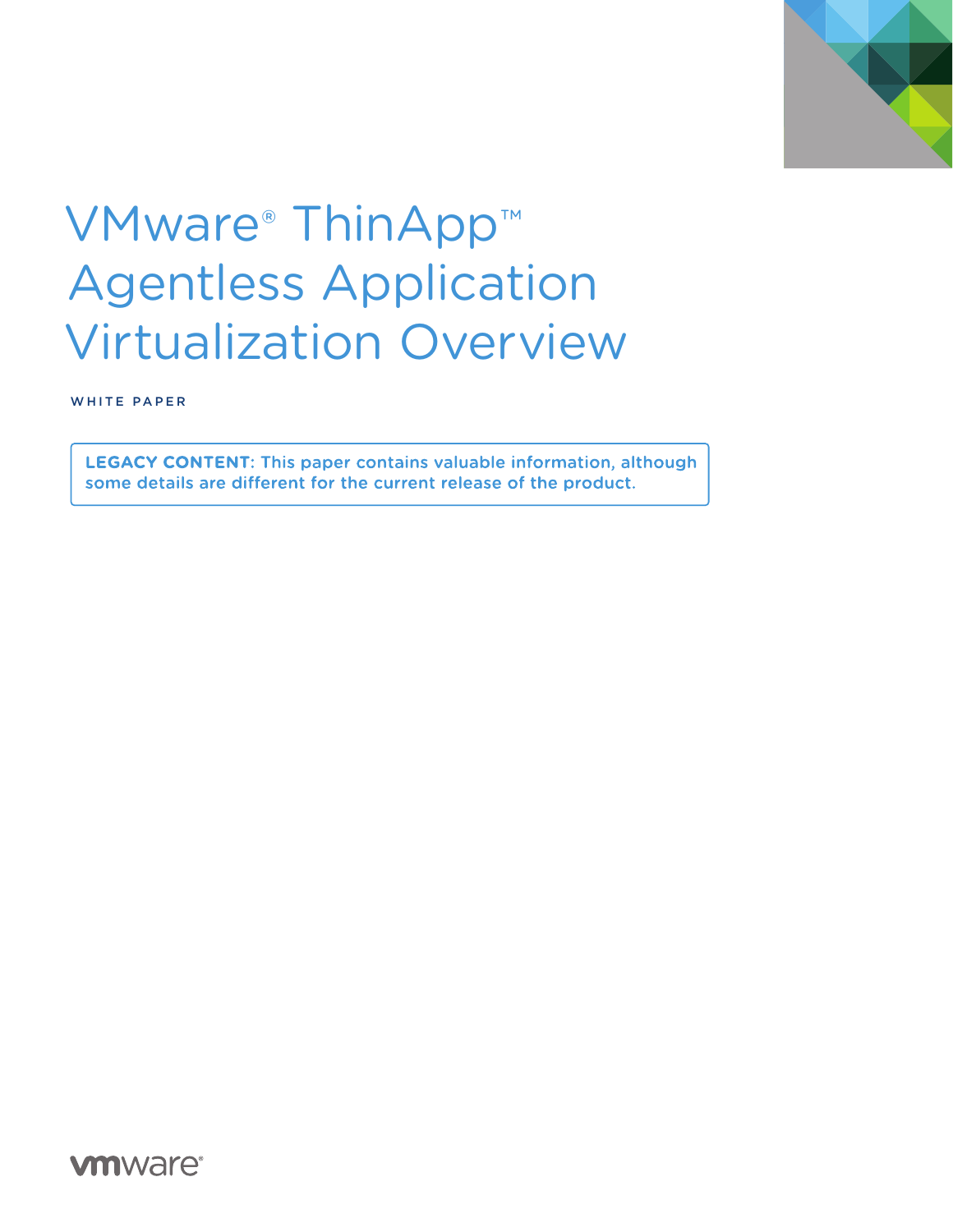# VMware® ThinApp™ Agentless Application Virtualization Overview

WHITE PAPER

**LEGACY CONTENT**: This paper contains valuable information, although some details are different for the current release of the product.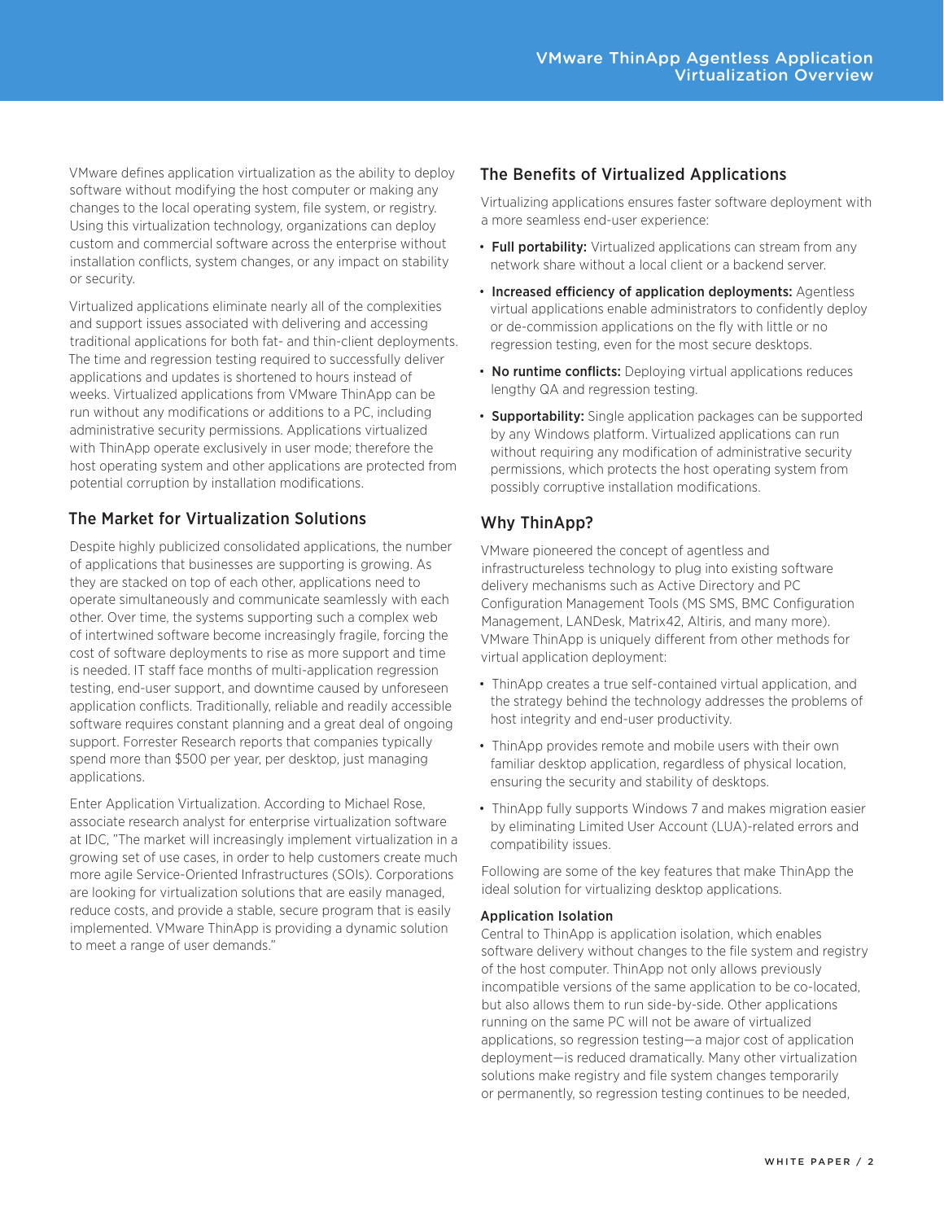VMware defines application virtualization as the ability to deploy software without modifying the host computer or making any changes to the local operating system, file system, or registry. Using this virtualization technology, organizations can deploy custom and commercial software across the enterprise without installation conflicts, system changes, or any impact on stability or security.

Virtualized applications eliminate nearly all of the complexities and support issues associated with delivering and accessing traditional applications for both fat- and thin-client deployments. The time and regression testing required to successfully deliver applications and updates is shortened to hours instead of weeks. Virtualized applications from VMware ThinApp can be run without any modifications or additions to a PC, including administrative security permissions. Applications virtualized with ThinApp operate exclusively in user mode; therefore the host operating system and other applications are protected from potential corruption by installation modifications.

## The Market for Virtualization Solutions

Despite highly publicized consolidated applications, the number of applications that businesses are supporting is growing. As they are stacked on top of each other, applications need to operate simultaneously and communicate seamlessly with each other. Over time, the systems supporting such a complex web of intertwined software become increasingly fragile, forcing the cost of software deployments to rise as more support and time is needed. IT staff face months of multi-application regression testing, end-user support, and downtime caused by unforeseen application conflicts. Traditionally, reliable and readily accessible software requires constant planning and a great deal of ongoing support. Forrester Research reports that companies typically spend more than $500 per year, per desktop, just managing applications.

Enter Application Virtualization. According to Michael Rose, associate research analyst for enterprise virtualization software at IDC, "The market will increasingly implement virtualization in a growing set of use cases, in order to help customers create much more agile Service-Oriented Infrastructures (SOIs). Corporations are looking for virtualization solutions that are easily managed, reduce costs, and provide a stable, secure program that is easily implemented. VMware ThinApp is providing a dynamic solution to meet a range of user demands."

## The Benefits of Virtualized Applications

Virtualizing applications ensures faster software deployment with a more seamless end-user experience:

- **Full portability:** Virtualized applications can stream from any network share without a local client or a backend server.
- **Increased efficiency of application deployments:** Agentless virtual applications enable administrators to confidently deploy or de-commission applications on the fly with little or no regression testing, even for the most secure desktops.
- **No runtime conflicts:** Deploying virtual applications reduces lengthy QA and regression testing.
- **Supportability:** Single application packages can be supported by any Windows platform. Virtualized applications can run without requiring any modification of administrative security permissions, which protects the host operating system from possibly corruptive installation modifications.

## Why ThinApp?

VMware pioneered the concept of agentless and infrastructureless technology to plug into existing software delivery mechanisms such as Active Directory and PC Configuration Management Tools (MS SMS, BMC Configuration Management, LANDesk, Matrix42, Altiris, and many more). VMware ThinApp is uniquely different from other methods for virtual application deployment:

- ThinApp creates a true self-contained virtual application, and the strategy behind the technology addresses the problems of host integrity and end-user productivity.
- ThinApp provides remote and mobile users with their own familiar desktop application, regardless of physical location, ensuring the security and stability of desktops.
- ThinApp fully supports Windows 7 and makes migration easier by eliminating Limited User Account (LUA)-related errors and compatibility issues.

Following are some of the key features that make ThinApp the ideal solution for virtualizing desktop applications.

### Application Isolation

Central to ThinApp is application isolation, which enables software delivery without changes to the file system and registry of the host computer. ThinApp not only allows previously incompatible versions of the same application to be co-located, but also allows them to run side-by-side. Other applications running on the same PC will not be aware of virtualized applications, so regression testing—a major cost of application deployment—is reduced dramatically. Many other virtualization solutions make registry and file system changes temporarily or permanently, so regression testing continues to be needed,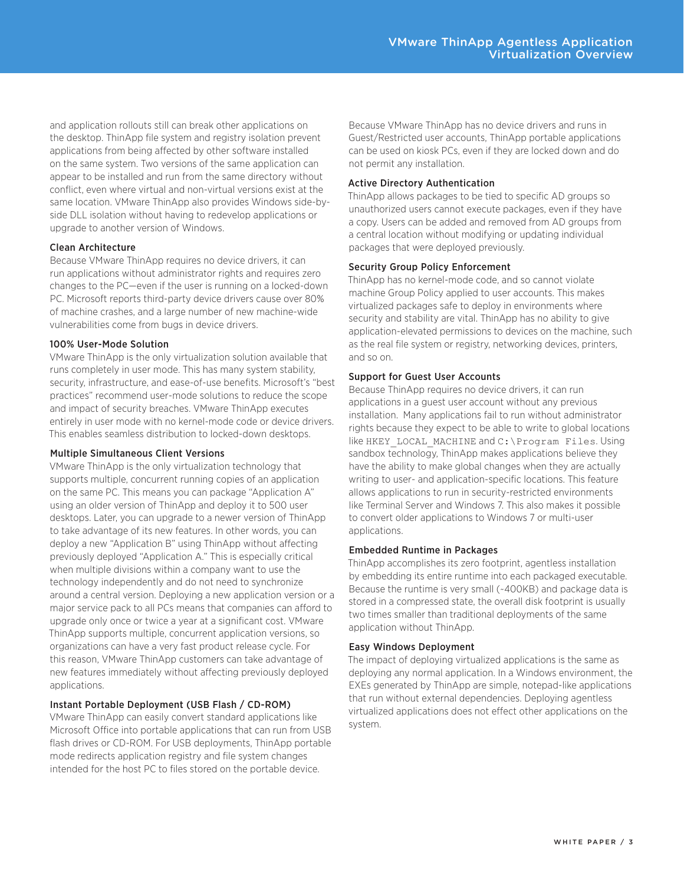and application rollouts still can break other applications on the desktop. ThinApp file system and registry isolation prevent applications from being affected by other software installed on the same system. Two versions of the same application can appear to be installed and run from the same directory without conflict, even where virtual and non-virtual versions exist at the same location. VMware ThinApp also provides Windows side-by-side DLL isolation without having to redevelop applications or upgrade to another version of Windows.

### Clean Architecture

Because VMware ThinApp requires no device drivers, it can run applications without administrator rights and requires zero changes to the PC—even if the user is running on a locked-down PC. Microsoft reports third-party device drivers cause over 80% of machine crashes, and a large number of new machine-wide vulnerabilities come from bugs in device drivers.

### 100% User-Mode Solution

VMware ThinApp is the only virtualization solution available that runs completely in user mode. This has many system stability, security, infrastructure, and ease-of-use benefits. Microsoft's "best practices" recommend user-mode solutions to reduce the scope and impact of security breaches. VMware ThinApp executes entirely in user mode with no kernel-mode code or device drivers. This enables seamless distribution to locked-down desktops.

### Multiple Simultaneous Client Versions

VMware ThinApp is the only virtualization technology that supports multiple, concurrent running copies of an application on the same PC. This means you can package "Application A" using an older version of ThinApp and deploy it to 500 user desktops. Later, you can upgrade to a newer version of ThinApp to take advantage of its new features. In other words, you can deploy a new "Application B" using ThinApp without affecting previously deployed "Application A." This is especially critical when multiple divisions within a company want to use the technology independently and do not need to synchronize around a central version. Deploying a new application version or a major service pack to all PCs means that companies can afford to upgrade only once or twice a year at a significant cost. VMware ThinApp supports multiple, concurrent application versions, so organizations can have a very fast product release cycle. For this reason, VMware ThinApp customers can take advantage of new features immediately without affecting previously deployed applications.

### Instant Portable Deployment (USB Flash / CD-ROM)

VMware ThinApp can easily convert standard applications like Microsoft Office into portable applications that can run from USB flash drives or CD-ROM. For USB deployments, ThinApp portable mode redirects application registry and file system changes intended for the host PC to files stored on the portable device.

Because VMware ThinApp has no device drivers and runs in Guest/Restricted user accounts, ThinApp portable applications can be used on kiosk PCs, even if they are locked down and do not permit any installation.

### Active Directory Authentication

ThinApp allows packages to be tied to specific AD groups so unauthorized users cannot execute packages, even if they have a copy. Users can be added and removed from AD groups from a central location without modifying or updating individual packages that were deployed previously.

### Security Group Policy Enforcement

ThinApp has no kernel-mode code, and so cannot violate machine Group Policy applied to user accounts. This makes virtualized packages safe to deploy in environments where security and stability are vital. ThinApp has no ability to give application-elevated permissions to devices on the machine, such as the real file system or registry, networking devices, printers, and so on.

### Support for Guest User Accounts

Because ThinApp requires no device drivers, it can run applications in a guest user account without any previous installation. Many applications fail to run without administrator rights because they expect to be able to write to global locations like `HKEY_LOCAL_MACHINE` and `C:\Program Files`. Using sandbox technology, ThinApp makes applications believe they have the ability to make global changes when they are actually writing to user- and application-specific locations. This feature allows applications to run in security-restricted environments like Terminal Server and Windows 7. This also makes it possible to convert older applications to Windows 7 or multi-user applications.

### Embedded Runtime in Packages

ThinApp accomplishes its zero footprint, agentless installation by embedding its entire runtime into each packaged executable. Because the runtime is very small (~400KB) and package data is stored in a compressed state, the overall disk footprint is usually two times smaller than traditional deployments of the same application without ThinApp.

### Easy Windows Deployment

The impact of deploying virtualized applications is the same as deploying any normal application. In a Windows environment, the EXEs generated by ThinApp are simple, notepad-like applications that run without external dependencies. Deploying agentless virtualized applications does not effect other applications on the system.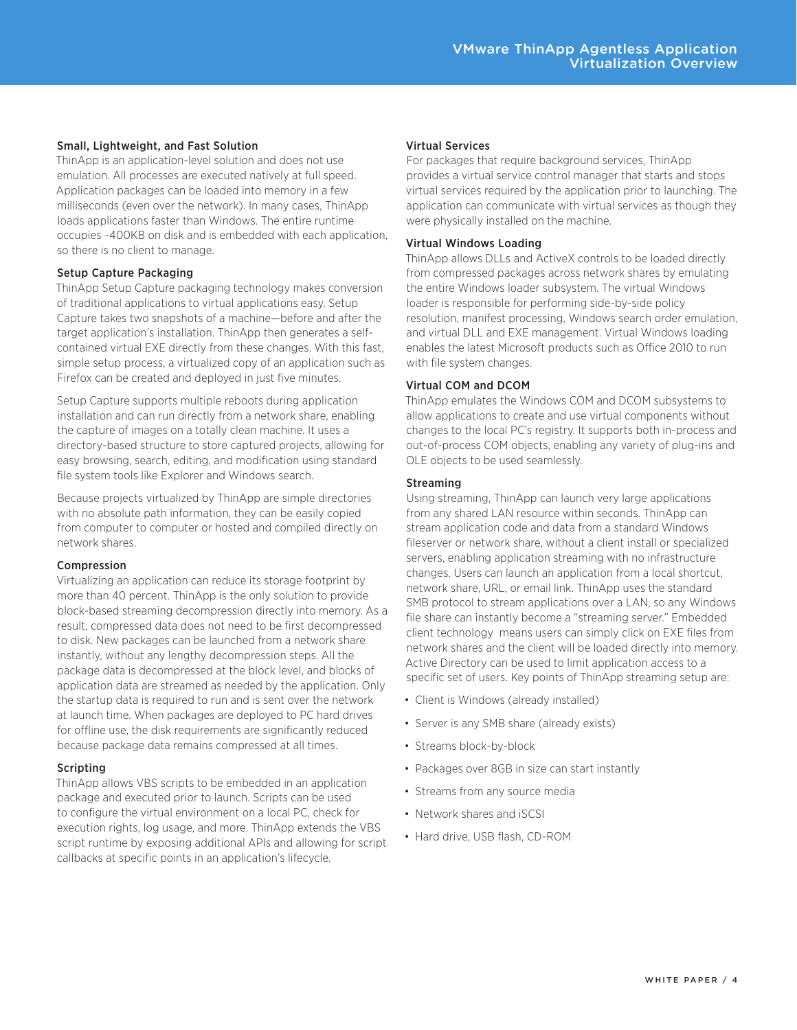### Small, Lightweight, and Fast Solution

ThinApp is an application-level solution and does not use emulation. All processes are executed natively at full speed. Application packages can be loaded into memory in a few milliseconds (even over the network). In many cases, ThinApp loads applications faster than Windows. The entire runtime occupies ~400KB on disk and is embedded with each application, so there is no client to manage.

### Setup Capture Packaging

ThinApp Setup Capture packaging technology makes conversion of traditional applications to virtual applications easy. Setup Capture takes two snapshots of a machine—before and after the target application's installation. ThinApp then generates a self-contained virtual EXE directly from these changes. With this fast, simple setup process, a virtualized copy of an application such as Firefox can be created and deployed in just five minutes.

Setup Capture supports multiple reboots during application installation and can run directly from a network share, enabling the capture of images on a totally clean machine. It uses a directory-based structure to store captured projects, allowing for easy browsing, search, editing, and modification using standard file system tools like Explorer and Windows search.

Because projects virtualized by ThinApp are simple directories with no absolute path information, they can be easily copied from computer to computer or hosted and compiled directly on network shares.

### Compression

Virtualizing an application can reduce its storage footprint by more than 40 percent. ThinApp is the only solution to provide block-based streaming decompression directly into memory. As a result, compressed data does not need to be first decompressed to disk. New packages can be launched from a network share instantly, without any lengthy decompression steps. All the package data is decompressed at the block level, and blocks of application data are streamed as needed by the application. Only the startup data is required to run and is sent over the network at launch time. When packages are deployed to PC hard drives for offline use, the disk requirements are significantly reduced because package data remains compressed at all times.

### Scripting

ThinApp allows VBS scripts to be embedded in an application package and executed prior to launch. Scripts can be used to configure the virtual environment on a local PC, check for execution rights, log usage, and more. ThinApp extends the VBS script runtime by exposing additional APIs and allowing for script callbacks at specific points in an application's lifecycle.

### Virtual Services

For packages that require background services, ThinApp provides a virtual service control manager that starts and stops virtual services required by the application prior to launching. The application can communicate with virtual services as though they were physically installed on the machine.

### Virtual Windows Loading

ThinApp allows DLLs and ActiveX controls to be loaded directly from compressed packages across network shares by emulating the entire Windows loader subsystem. The virtual Windows loader is responsible for performing side-by-side policy resolution, manifest processing, Windows search order emulation, and virtual DLL and EXE management. Virtual Windows loading enables the latest Microsoft products such as Office 2010 to run with file system changes.

### Virtual COM and DCOM

ThinApp emulates the Windows COM and DCOM subsystems to allow applications to create and use virtual components without changes to the local PC's registry. It supports both in-process and out-of-process COM objects, enabling any variety of plug-ins and OLE objects to be used seamlessly.

### Streaming

Using streaming, ThinApp can launch very large applications from any shared LAN resource within seconds. ThinApp can stream application code and data from a standard Windows fileserver or network share, without a client install or specialized servers, enabling application streaming with no infrastructure changes. Users can launch an application from a local shortcut, network share, URL, or email link. ThinApp uses the standard SMB protocol to stream applications over a LAN, so any Windows file share can instantly become a "streaming server." Embedded client technology means users can simply click on EXE files from network shares and the client will be loaded directly into memory. Active Directory can be used to limit application access to a specific set of users. Key points of ThinApp streaming setup are:

- Client is Windows (already installed)
- Server is any SMB share (already exists)
- Streams block-by-block
- Packages over 8GB in size can start instantly
- Streams from any source media
- Network shares and iSCSI
- Hard drive, USB flash, CD-ROM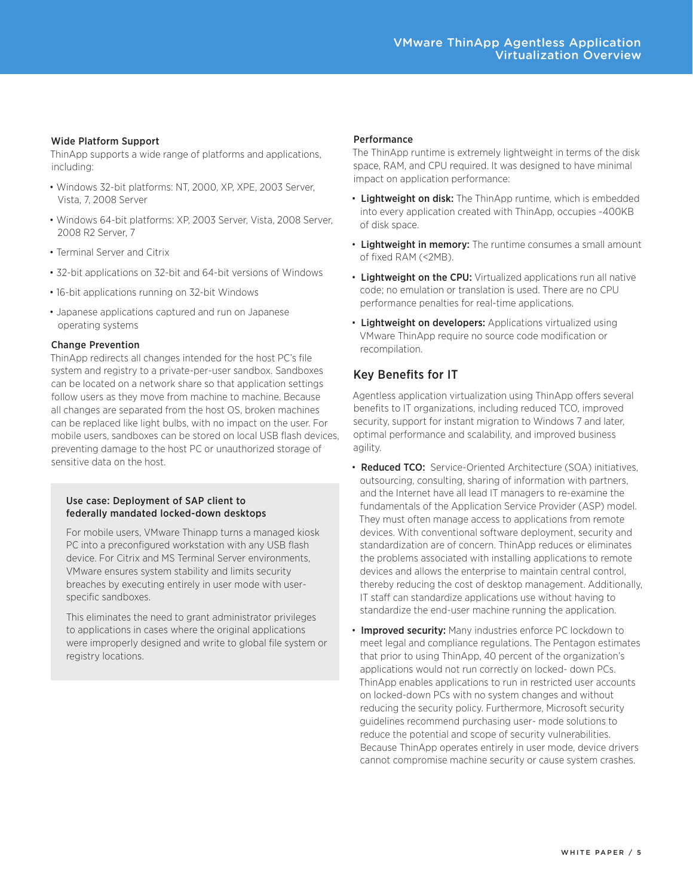### Wide Platform Support

ThinApp supports a wide range of platforms and applications, including:

- Windows 32-bit platforms: NT, 2000, XP, XPE, 2003 Server, Vista, 7, 2008 Server
- Windows 64-bit platforms: XP, 2003 Server, Vista, 2008 Server, 2008 R2 Server, 7
- Terminal Server and Citrix
- 32-bit applications on 32-bit and 64-bit versions of Windows
- 16-bit applications running on 32-bit Windows
- Japanese applications captured and run on Japanese operating systems

### Change Prevention

ThinApp redirects all changes intended for the host PC's file system and registry to a private-per-user sandbox. Sandboxes can be located on a network share so that application settings follow users as they move from machine to machine. Because all changes are separated from the host OS, broken machines can be replaced like light bulbs, with no impact on the user. For mobile users, sandboxes can be stored on local USB flash devices, preventing damage to the host PC or unauthorized storage of sensitive data on the host.

> **Use case: Deployment of SAP client to federally mandated locked-down desktops**
>
> For mobile users, VMware Thinapp turns a managed kiosk PC into a preconfigured workstation with any USB flash device. For Citrix and MS Terminal Server environments, VMware ensures system stability and limits security breaches by executing entirely in user mode with user-specific sandboxes.
>
> This eliminates the need to grant administrator privileges to applications in cases where the original applications were improperly designed and write to global file system or registry locations.

### Performance

The ThinApp runtime is extremely lightweight in terms of the disk space, RAM, and CPU required. It was designed to have minimal impact on application performance:

- **Lightweight on disk:** The ThinApp runtime, which is embedded into every application created with ThinApp, occupies ~400KB of disk space.
- **Lightweight in memory:** The runtime consumes a small amount of fixed RAM (<2MB).
- **Lightweight on the CPU:** Virtualized applications run all native code; no emulation or translation is used. There are no CPU performance penalties for real-time applications.
- **Lightweight on developers:** Applications virtualized using VMware ThinApp require no source code modification or recompilation.

## Key Benefits for IT

Agentless application virtualization using ThinApp offers several benefits to IT organizations, including reduced TCO, improved security, support for instant migration to Windows 7 and later, optimal performance and scalability, and improved business agility.

- **Reduced TCO:** Service-Oriented Architecture (SOA) initiatives, outsourcing, consulting, sharing of information with partners, and the Internet have all lead IT managers to re-examine the fundamentals of the Application Service Provider (ASP) model. They must often manage access to applications from remote devices. With conventional software deployment, security and standardization are of concern. ThinApp reduces or eliminates the problems associated with installing applications to remote devices and allows the enterprise to maintain central control, thereby reducing the cost of desktop management. Additionally, IT staff can standardize applications use without having to standardize the end-user machine running the application.
- **Improved security:** Many industries enforce PC lockdown to meet legal and compliance regulations. The Pentagon estimates that prior to using ThinApp, 40 percent of the organization's applications would not run correctly on locked- down PCs. ThinApp enables applications to run in restricted user accounts on locked-down PCs with no system changes and without reducing the security policy. Furthermore, Microsoft security guidelines recommend purchasing user- mode solutions to reduce the potential and scope of security vulnerabilities. Because ThinApp operates entirely in user mode, device drivers cannot compromise machine security or cause system crashes.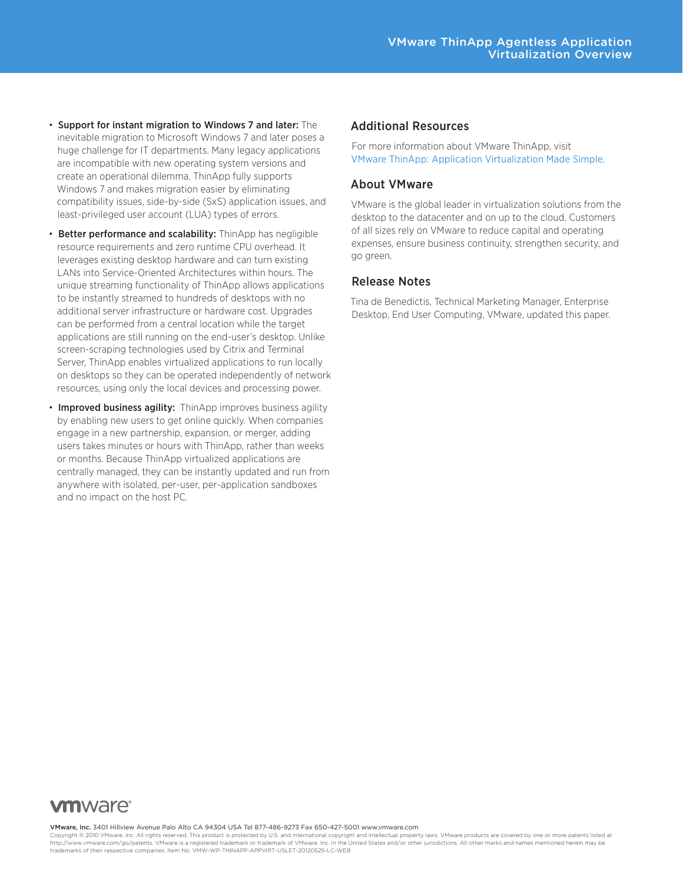- **Support for instant migration to Windows 7 and later:** The inevitable migration to Microsoft Windows 7 and later poses a huge challenge for IT departments. Many legacy applications are incompatible with new operating system versions and create an operational dilemma. ThinApp fully supports Windows 7 and makes migration easier by eliminating compatibility issues, side-by-side (SxS) application issues, and least-privileged user account (LUA) types of errors.
- **Better performance and scalability:** ThinApp has negligible resource requirements and zero runtime CPU overhead. It leverages existing desktop hardware and can turn existing LANs into Service-Oriented Architectures within hours. The unique streaming functionality of ThinApp allows applications to be instantly streamed to hundreds of desktops with no additional server infrastructure or hardware cost. Upgrades can be performed from a central location while the target applications are still running on the end-user's desktop. Unlike screen-scraping technologies used by Citrix and Terminal Server, ThinApp enables virtualized applications to run locally on desktops so they can be operated independently of network resources, using only the local devices and processing power.
- **Improved business agility:** ThinApp improves business agility by enabling new users to get online quickly. When companies engage in a new partnership, expansion, or merger, adding users takes minutes or hours with ThinApp, rather than weeks or months. Because ThinApp virtualized applications are centrally managed, they can be instantly updated and run from anywhere with isolated, per-user, per-application sandboxes and no impact on the host PC.

## Additional Resources

For more information about VMware ThinApp, visit VMware ThinApp: Application Virtualization Made Simple.

## About VMware

VMware is the global leader in virtualization solutions from the desktop to the datacenter and on up to the cloud. Customers of all sizes rely on VMware to reduce capital and operating expenses, ensure business continuity, strengthen security, and go green.

## Release Notes

Tina de Benedictis, Technical Marketing Manager, Enterprise Desktop, End User Computing, VMware, updated this paper.

**VMware, Inc.** 3401 Hillview Avenue Palo Alto CA 94304 USA Tel 877-486-9273 Fax 650-427-5001 www.vmware.com
Copyright © 2010 VMware, Inc. All rights reserved. This product is protected by U.S. and international copyright and intellectual property laws. VMware products are covered by one or more patents listed at http://www.vmware.com/go/patents. VMware is a registered trademark or trademark of VMware, Inc. in the United States and/or other jurisdictions. All other marks and names mentioned herein may be trademarks of their respective companies. Item No: VMW-WP-THINAPP-APPVIRT-USLET-20120525-LC-WEB